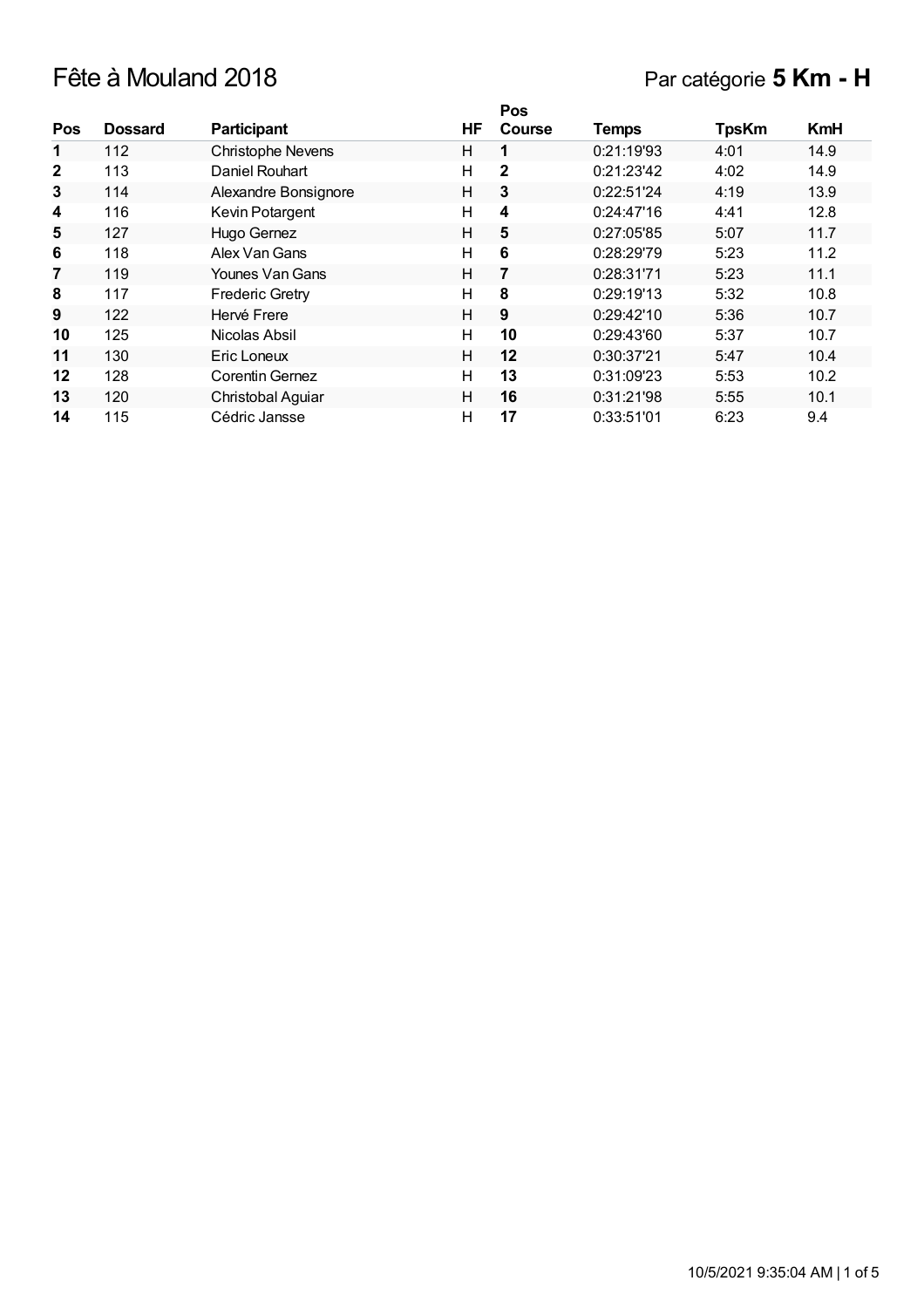# Fête à Mouland 2018

Par catégorie **5 Km - H**

| Pos | Dossard | Participant | HF | Pos Course | Temps | TpsKm | KmH |
|---|---|---|---|---|---|---|---|
| **1** | 112 | Christophe Nevens | H | **1** | 0:21:19'93 | 4:01 | 14.9 |
| **2** | 113 | Daniel Rouhart | H | **2** | 0:21:23'42 | 4:02 | 14.9 |
| **3** | 114 | Alexandre Bonsignore | H | **3** | 0:22:51'24 | 4:19 | 13.9 |
| **4** | 116 | Kevin Potargent | H | **4** | 0:24:47'16 | 4:41 | 12.8 |
| **5** | 127 | Hugo Gernez | H | **5** | 0:27:05'85 | 5:07 | 11.7 |
| **6** | 118 | Alex Van Gans | H | **6** | 0:28:29'79 | 5:23 | 11.2 |
| **7** | 119 | Younes Van Gans | H | **7** | 0:28:31'71 | 5:23 | 11.1 |
| **8** | 117 | Frederic Gretry | H | **8** | 0:29:19'13 | 5:32 | 10.8 |
| **9** | 122 | Hervé Frere | H | **9** | 0:29:42'10 | 5:36 | 10.7 |
| **10** | 125 | Nicolas Absil | H | **10** | 0:29:43'60 | 5:37 | 10.7 |
| **11** | 130 | Eric Loneux | H | **12** | 0:30:37'21 | 5:47 | 10.4 |
| **12** | 128 | Corentin Gernez | H | **13** | 0:31:09'23 | 5:53 | 10.2 |
| **13** | 120 | Christobal Aguiar | H | **16** | 0:31:21'98 | 5:55 | 10.1 |
| **14** | 115 | Cédric Jansse | H | **17** | 0:33:51'01 | 6:23 | 9.4 |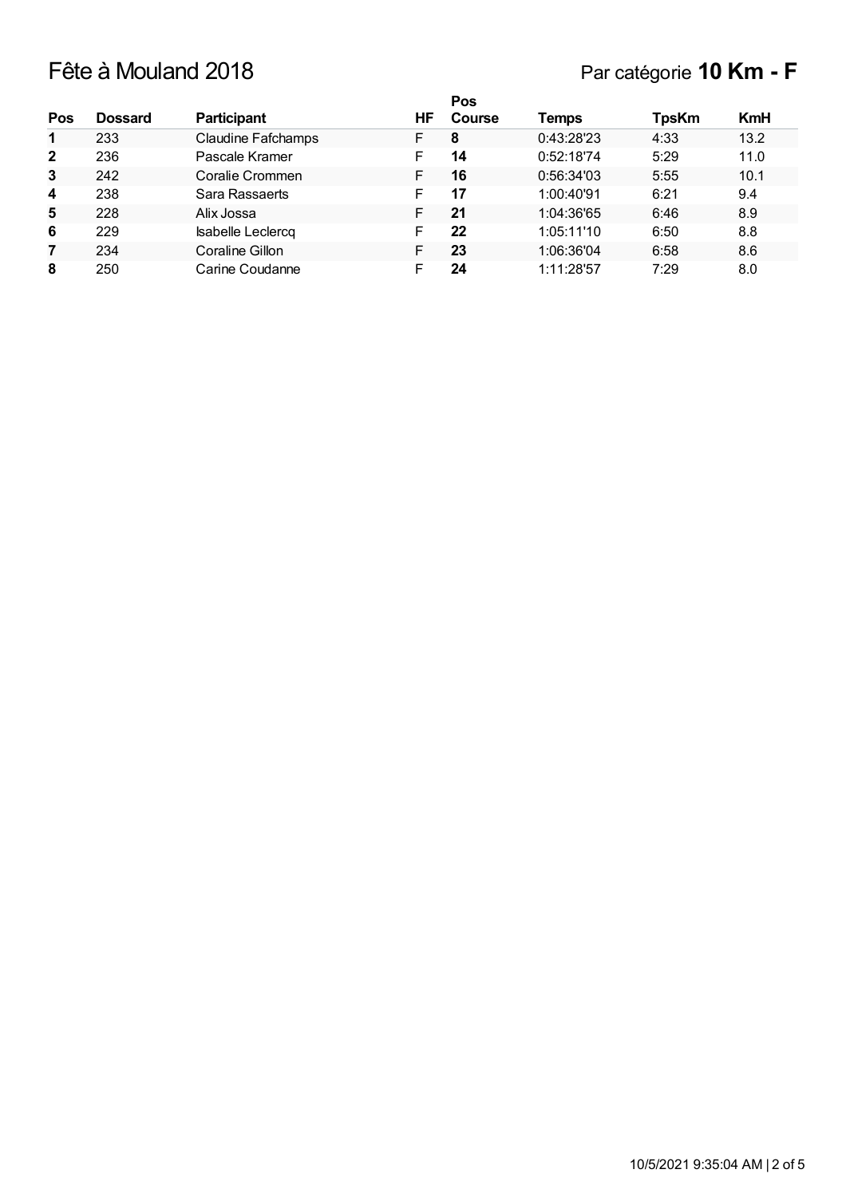# Fête à Mouland 2018

Par catégorie **10 Km - F**

| Pos | Dossard | Participant | HF | Pos Course | Temps | TpsKm | KmH |
|---|---|---|---|---|---|---|---|
| **1** | 233 | Claudine Fafchamps | F | **8** | 0:43:28'23 | 4:33 | 13.2 |
| **2** | 236 | Pascale Kramer | F | **14** | 0:52:18'74 | 5:29 | 11.0 |
| **3** | 242 | Coralie Crommen | F | **16** | 0:56:34'03 | 5:55 | 10.1 |
| **4** | 238 | Sara Rassaerts | F | **17** | 1:00:40'91 | 6:21 | 9.4 |
| **5** | 228 | Alix Jossa | F | **21** | 1:04:36'65 | 6:46 | 8.9 |
| **6** | 229 | Isabelle Leclercq | F | **22** | 1:05:11'10 | 6:50 | 8.8 |
| **7** | 234 | Coraline Gillon | F | **23** | 1:06:36'04 | 6:58 | 8.6 |
| **8** | 250 | Carine Coudanne | F | **24** | 1:11:28'57 | 7:29 | 8.0 |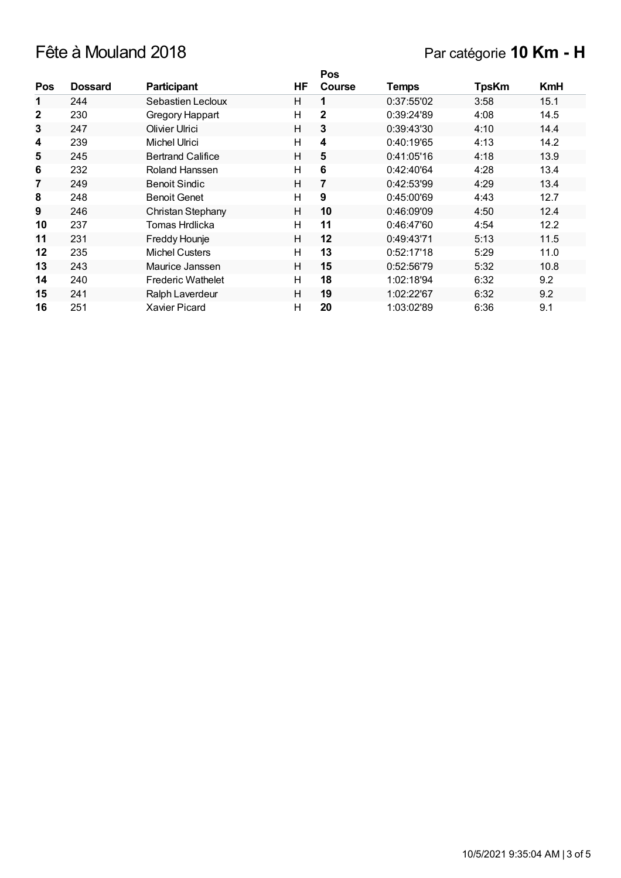# Fête à Mouland 2018

Par catégorie **10 Km - H**

| Pos | Dossard | Participant | HF | Pos Course | Temps | TpsKm | KmH |
|---|---|---|---|---|---|---|---|
| **1** | 244 | Sebastien Lecloux | H | **1** | 0:37:55'02 | 3:58 | 15.1 |
| **2** | 230 | Gregory Happart | H | **2** | 0:39:24'89 | 4:08 | 14.5 |
| **3** | 247 | Olivier Ulrici | H | **3** | 0:39:43'30 | 4:10 | 14.4 |
| **4** | 239 | Michel Ulrici | H | **4** | 0:40:19'65 | 4:13 | 14.2 |
| **5** | 245 | Bertrand Califice | H | **5** | 0:41:05'16 | 4:18 | 13.9 |
| **6** | 232 | Roland Hanssen | H | **6** | 0:42:40'64 | 4:28 | 13.4 |
| **7** | 249 | Benoit Sindic | H | **7** | 0:42:53'99 | 4:29 | 13.4 |
| **8** | 248 | Benoit Genet | H | **9** | 0:45:00'69 | 4:43 | 12.7 |
| **9** | 246 | Christan Stephany | H | **10** | 0:46:09'09 | 4:50 | 12.4 |
| **10** | 237 | Tomas Hrdlicka | H | **11** | 0:46:47'60 | 4:54 | 12.2 |
| **11** | 231 | Freddy Hounje | H | **12** | 0:49:43'71 | 5:13 | 11.5 |
| **12** | 235 | Michel Custers | H | **13** | 0:52:17'18 | 5:29 | 11.0 |
| **13** | 243 | Maurice Janssen | H | **15** | 0:52:56'79 | 5:32 | 10.8 |
| **14** | 240 | Frederic Wathelet | H | **18** | 1:02:18'94 | 6:32 | 9.2 |
| **15** | 241 | Ralph Laverdeur | H | **19** | 1:02:22'67 | 6:32 | 9.2 |
| **16** | 251 | Xavier Picard | H | **20** | 1:03:02'89 | 6:36 | 9.1 |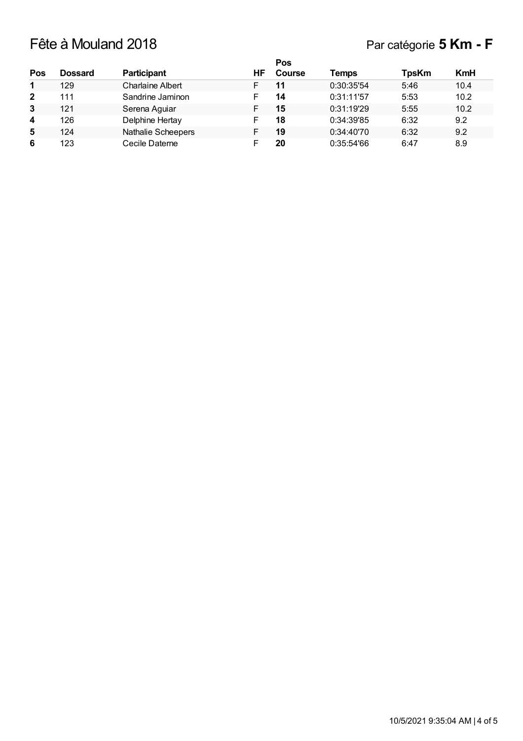# Fête à Mouland 2018

Par catégorie **5 Km - F**

| Pos | Dossard | Participant | HF | Pos Course | Temps | TpsKm | KmH |
|---|---|---|---|---|---|---|---|
| **1** | 129 | Charlaine Albert | F | **11** | 0:30:35'54 | 5:46 | 10.4 |
| **2** | 111 | Sandrine Jaminon | F | **14** | 0:31:11'57 | 5:53 | 10.2 |
| **3** | 121 | Serena Aguiar | F | **15** | 0:31:19'29 | 5:55 | 10.2 |
| **4** | 126 | Delphine Hertay | F | **18** | 0:34:39'85 | 6:32 | 9.2 |
| **5** | 124 | Nathalie Scheepers | F | **19** | 0:34:40'70 | 6:32 | 9.2 |
| **6** | 123 | Cecile Daterne | F | **20** | 0:35:54'66 | 6:47 | 8.9 |